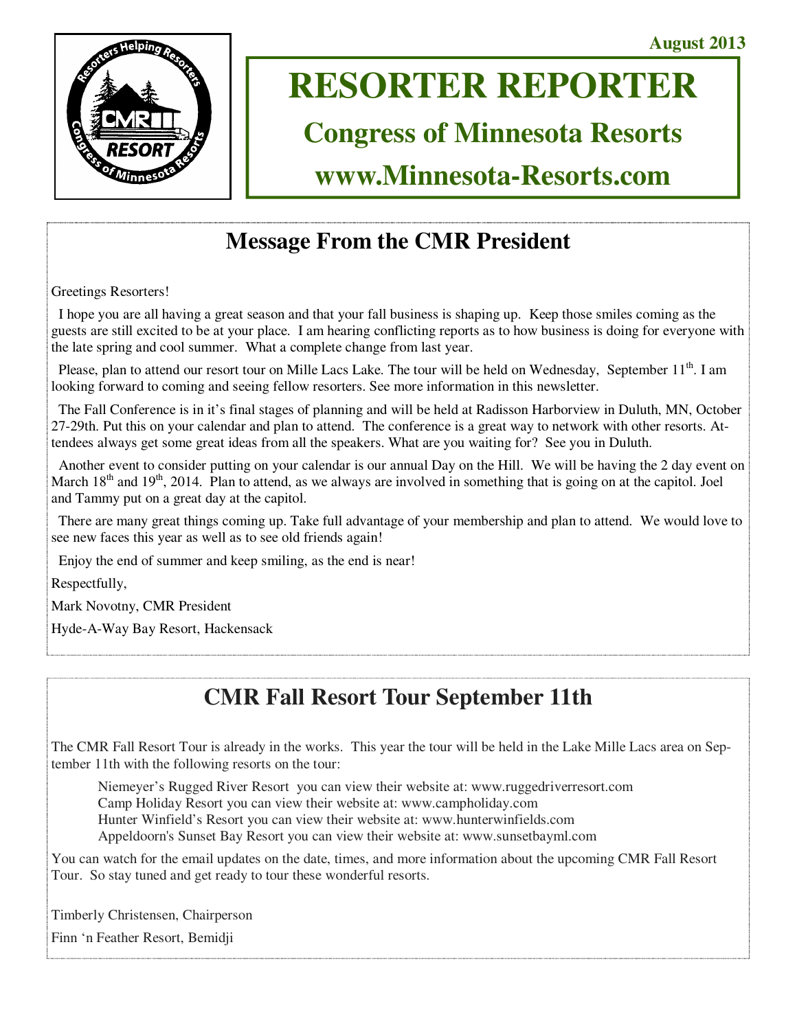August 2013

# RESORTER REPORTER

## Congress of Minnesota Resorts

## www.Minnesota-Resorts.com

## Message From the CMR President

Greetings Resorters!

I hope you are all having a great season and that your fall business is shaping up. Keep those smiles coming as the guests are still excited to be at your place. I am hearing conflicting reports as to how business is doing for everyone with the late spring and cool summer. What a complete change from last year.

Please, plan to attend our resort tour on Mille Lacs Lake. The tour will be held on Wednesday, September 11th. I am looking forward to coming and seeing fellow resorters. See more information in this newsletter.

The Fall Conference is in it's final stages of planning and will be held at Radisson Harborview in Duluth, MN, October 27-29th. Put this on your calendar and plan to attend. The conference is a great way to network with other resorts. Attendees always get some great ideas from all the speakers. What are you waiting for? See you in Duluth.

Another event to consider putting on your calendar is our annual Day on the Hill. We will be having the 2 day event on March 18th and 19th, 2014. Plan to attend, as we always are involved in something that is going on at the capitol. Joel and Tammy put on a great day at the capitol.

There are many great things coming up. Take full advantage of your membership and plan to attend. We would love to see new faces this year as well as to see old friends again!

Enjoy the end of summer and keep smiling, as the end is near!

Respectfully,

Mark Novotny, CMR President

Hyde-A-Way Bay Resort, Hackensack

## CMR Fall Resort Tour September 11th

The CMR Fall Resort Tour is already in the works. This year the tour will be held in the Lake Mille Lacs area on September 11th with the following resorts on the tour:

Niemeyer's Rugged River Resort you can view their website at: www.ruggedriverresort.com
Camp Holiday Resort you can view their website at: www.campholiday.com
Hunter Winfield's Resort you can view their website at: www.hunterwinfields.com
Appeldoorn's Sunset Bay Resort you can view their website at: www.sunsetbayml.com

You can watch for the email updates on the date, times, and more information about the upcoming CMR Fall Resort Tour. So stay tuned and get ready to tour these wonderful resorts.

Timberly Christensen, Chairperson

Finn 'n Feather Resort, Bemidji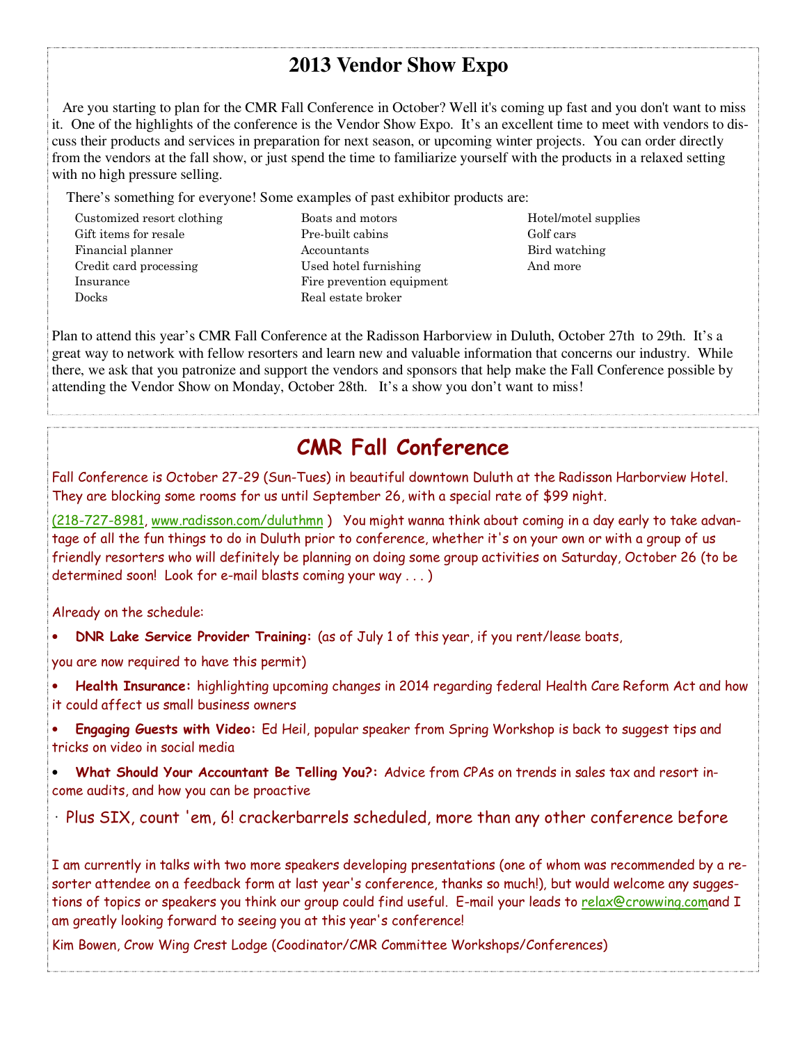# 2013 Vendor Show Expo

Are you starting to plan for the CMR Fall Conference in October? Well it's coming up fast and you don't want to miss it. One of the highlights of the conference is the Vendor Show Expo. It's an excellent time to meet with vendors to discuss their products and services in preparation for next season, or upcoming winter projects. You can order directly from the vendors at the fall show, or just spend the time to familiarize yourself with the products in a relaxed setting with no high pressure selling.

There's something for everyone! Some examples of past exhibitor products are:

- Customized resort clothing
- Gift items for resale
- Financial planner
- Credit card processing
- Insurance
- Docks
- Boats and motors
- Pre-built cabins
- Accountants
- Used hotel furnishing
- Fire prevention equipment
- Real estate broker
- Hotel/motel supplies
- Golf cars
- Bird watching
- And more

Plan to attend this year's CMR Fall Conference at the Radisson Harborview in Duluth, October 27th to 29th. It's a great way to network with fellow resorters and learn new and valuable information that concerns our industry. While there, we ask that you patronize and support the vendors and sponsors that help make the Fall Conference possible by attending the Vendor Show on Monday, October 28th. It's a show you don't want to miss!

# CMR Fall Conference

Fall Conference is October 27-29 (Sun-Tues) in beautiful downtown Duluth at the Radisson Harborview Hotel. They are blocking some rooms for us until September 26, with a special rate of $99 night.

(218-727-8981, www.radisson.com/duluthmn ) You might wanna think about coming in a day early to take advantage of all the fun things to do in Duluth prior to conference, whether it's on your own or with a group of us friendly resorters who will definitely be planning on doing some group activities on Saturday, October 26 (to be determined soon! Look for e-mail blasts coming your way . . . )

Already on the schedule:

- **DNR Lake Service Provider Training:** (as of July 1 of this year, if you rent/lease boats, you are now required to have this permit)
- **Health Insurance:** highlighting upcoming changes in 2014 regarding federal Health Care Reform Act and how it could affect us small business owners
- **Engaging Guests with Video:** Ed Heil, popular speaker from Spring Workshop is back to suggest tips and tricks on video in social media
- **What Should Your Accountant Be Telling You?:** Advice from CPAs on trends in sales tax and resort income audits, and how you can be proactive
- Plus SIX, count 'em, 6! crackerbarrels scheduled, more than any other conference before

I am currently in talks with two more speakers developing presentations (one of whom was recommended by a resorter attendee on a feedback form at last year's conference, thanks so much!), but would welcome any suggestions of topics or speakers you think our group could find useful. E-mail your leads to relax@crowwing.comand I am greatly looking forward to seeing you at this year's conference!

Kim Bowen, Crow Wing Crest Lodge (Coodinator/CMR Committee Workshops/Conferences)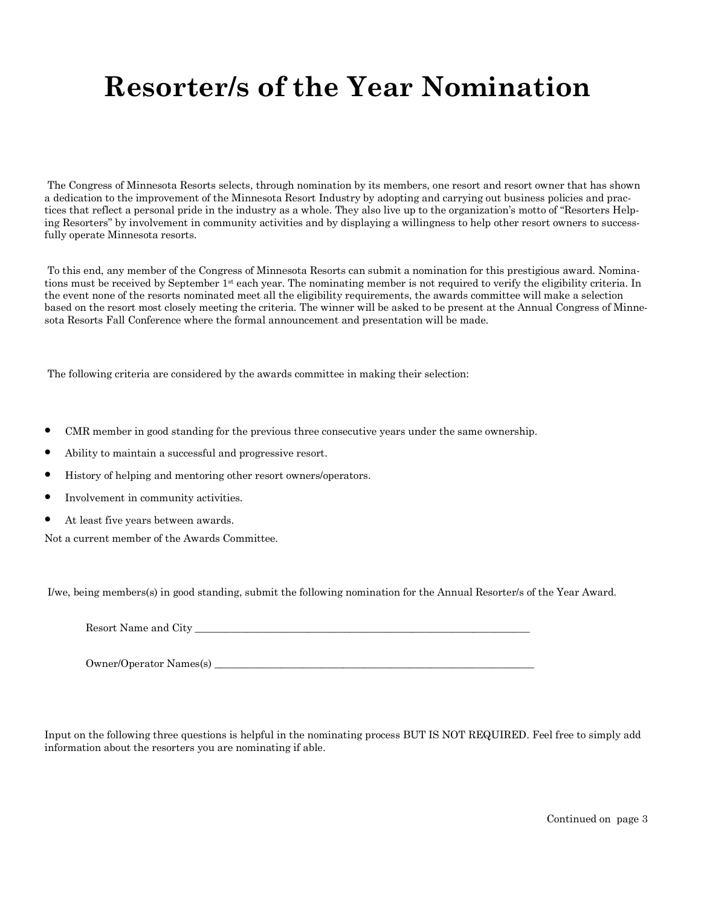# Resorter/s of the Year Nomination

The Congress of Minnesota Resorts selects, through nomination by its members, one resort and resort owner that has shown a dedication to the improvement of the Minnesota Resort Industry by adopting and carrying out business policies and practices that reflect a personal pride in the industry as a whole. They also live up to the organization's motto of "Resorters Helping Resorters" by involvement in community activities and by displaying a willingness to help other resort owners to successfully operate Minnesota resorts.

To this end, any member of the Congress of Minnesota Resorts can submit a nomination for this prestigious award. Nominations must be received by September 1st each year. The nominating member is not required to verify the eligibility criteria. In the event none of the resorts nominated meet all the eligibility requirements, the awards committee will make a selection based on the resort most closely meeting the criteria. The winner will be asked to be present at the Annual Congress of Minnesota Resorts Fall Conference where the formal announcement and presentation will be made.

The following criteria are considered by the awards committee in making their selection:

- CMR member in good standing for the previous three consecutive years under the same ownership.
- Ability to maintain a successful and progressive resort.
- History of helping and mentoring other resort owners/operators.
- Involvement in community activities.
- At least five years between awards.

Not a current member of the Awards Committee.

I/we, being members(s) in good standing, submit the following nomination for the Annual Resorter/s of the Year Award.

Resort Name and City ____________________________________________________________________

Owner/Operator Names(s) ________________________________________________________________

Input on the following three questions is helpful in the nominating process BUT IS NOT REQUIRED. Feel free to simply add information about the resorters you are nominating if able.

Continued on page 3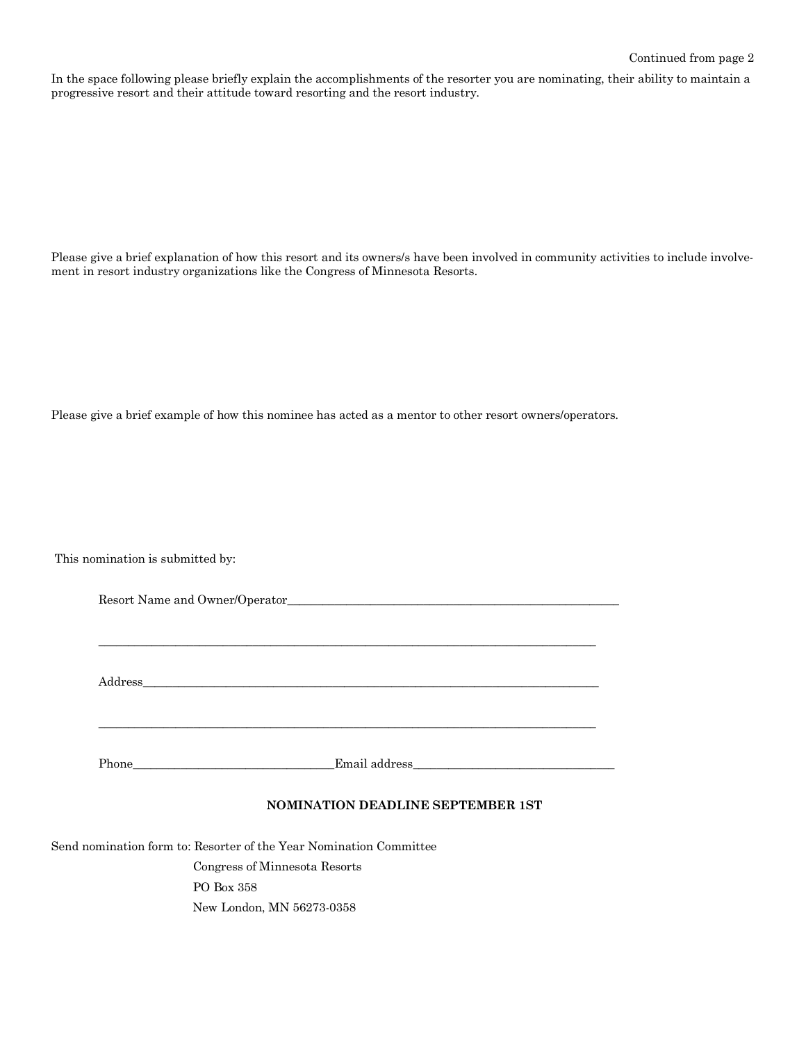Continued from page 2

In the space following please briefly explain the accomplishments of the resorter you are nominating, their ability to maintain a progressive resort and their attitude toward resorting and the resort industry.

Please give a brief explanation of how this resort and its owners/s have been involved in community activities to include involvement in resort industry organizations like the Congress of Minnesota Resorts.

Please give a brief example of how this nominee has acted as a mentor to other resort owners/operators.

This nomination is submitted by:

Resort Name and Owner/Operator________________________________________________________

_____________________________________________________________________________________

Address_______________________________________________________________________________

_____________________________________________________________________________________

Phone________________________________Email address________________________________

**NOMINATION DEADLINE SEPTEMBER 1ST**

Send nomination form to: Resorter of the Year Nomination Committee
Congress of Minnesota Resorts
PO Box 358
New London, MN 56273-0358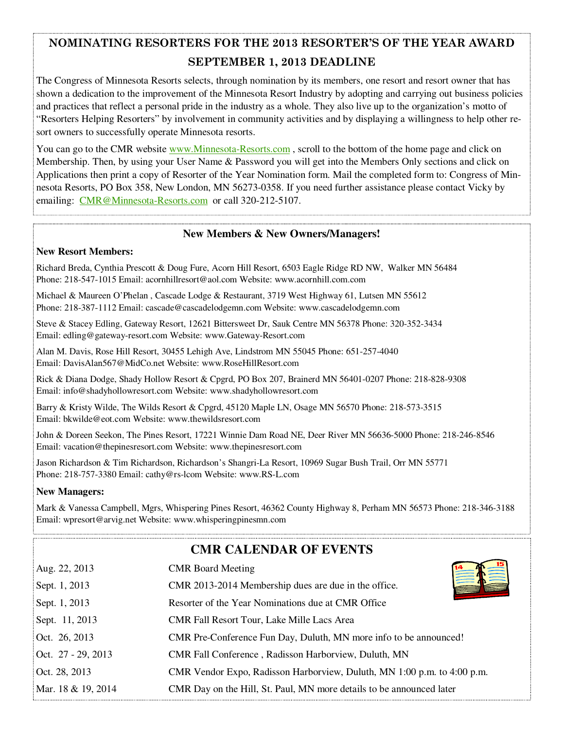## NOMINATING RESORTERS FOR THE 2013 RESORTER'S OF THE YEAR AWARD

## SEPTEMBER 1, 2013 DEADLINE

The Congress of Minnesota Resorts selects, through nomination by its members, one resort and resort owner that has shown a dedication to the improvement of the Minnesota Resort Industry by adopting and carrying out business policies and practices that reflect a personal pride in the industry as a whole. They also live up to the organization's motto of "Resorters Helping Resorters" by involvement in community activities and by displaying a willingness to help other resort owners to successfully operate Minnesota resorts.

You can go to the CMR website www.Minnesota-Resorts.com , scroll to the bottom of the home page and click on Membership. Then, by using your User Name & Password you will get into the Members Only sections and click on Applications then print a copy of Resorter of the Year Nomination form. Mail the completed form to: Congress of Minnesota Resorts, PO Box 358, New London, MN 56273-0358. If you need further assistance please contact Vicky by emailing: CMR@Minnesota-Resorts.com or call 320-212-5107.

### New Members & New Owners/Managers!

**New Resort Members:**

Richard Breda, Cynthia Prescott & Doug Fure, Acorn Hill Resort, 6503 Eagle Ridge RD NW, Walker MN 56484
Phone: 218-547-1015 Email: acornhillresort@aol.com Website: www.acornhill.com.com

Michael & Maureen O'Phelan , Cascade Lodge & Restaurant, 3719 West Highway 61, Lutsen MN 55612
Phone: 218-387-1112 Email: cascade@cascadelodgemn.com Website: www.cascadelodgemn.com

Steve & Stacey Edling, Gateway Resort, 12621 Bittersweet Dr, Sauk Centre MN 56378 Phone: 320-352-3434
Email: edling@gateway-resort.com Website: www.Gateway-Resort.com

Alan M. Davis, Rose Hill Resort, 30455 Lehigh Ave, Lindstrom MN 55045 Phone: 651-257-4040
Email: DavisAlan567@MidCo.net Website: www.RoseHillResort.com

Rick & Diana Dodge, Shady Hollow Resort & Cpgrd, PO Box 207, Brainerd MN 56401-0207 Phone: 218-828-9308
Email: info@shadyhollowresort.com Website: www.shadyhollowresort.com

Barry & Kristy Wilde, The Wilds Resort & Cpgrd, 45120 Maple LN, Osage MN 56570 Phone: 218-573-3515
Email: bkwilde@eot.com Website: www.thewildsresort.com

John & Doreen Seekon, The Pines Resort, 17221 Winnie Dam Road NE, Deer River MN 56636-5000 Phone: 218-246-8546
Email: vacation@thepinesresort.com Website: www.thepinesresort.com

Jason Richardson & Tim Richardson, Richardson's Shangri-La Resort, 10969 Sugar Bush Trail, Orr MN 55771
Phone: 218-757-3380 Email: cathy@rs-lcom Website: www.RS-L.com

**New Managers:**

Mark & Vanessa Campbell, Mgrs, Whispering Pines Resort, 46362 County Highway 8, Perham MN 56573 Phone: 218-346-3188
Email: wpresort@arvig.net Website: www.whisperingpinesmn.com

## CMR CALENDAR OF EVENTS

| | |
|---|---|
| Aug. 22, 2013 | CMR Board Meeting |
| Sept. 1, 2013 | CMR 2013-2014 Membership dues are due in the office. |
| Sept. 1, 2013 | Resorter of the Year Nominations due at CMR Office |
| Sept. 11, 2013 | CMR Fall Resort Tour, Lake Mille Lacs Area |
| Oct. 26, 2013 | CMR Pre-Conference Fun Day, Duluth, MN more info to be announced! |
| Oct. 27 - 29, 2013 | CMR Fall Conference , Radisson Harborview, Duluth, MN |
| Oct. 28, 2013 | CMR Vendor Expo, Radisson Harborview, Duluth, MN 1:00 p.m. to 4:00 p.m. |
| Mar. 18 & 19, 2014 | CMR Day on the Hill, St. Paul, MN more details to be announced later |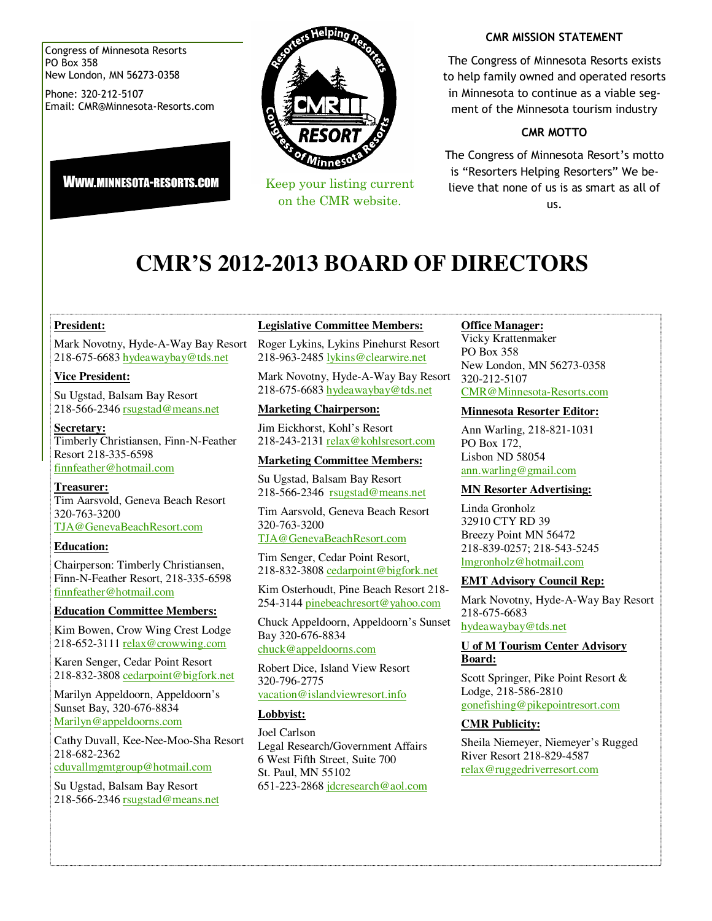Congress of Minnesota Resorts
PO Box 358
New London, MN 56273-0358

Phone: 320-212-5107
Email: CMR@Minnesota-Resorts.com

**WWW.MINNESOTA-RESORTS.COM**

Keep your listing current on the CMR website.

**CMR MISSION STATEMENT**

The Congress of Minnesota Resorts exists to help family owned and operated resorts in Minnesota to continue as a viable segment of the Minnesota tourism industry

**CMR MOTTO**

The Congress of Minnesota Resort's motto is "Resorters Helping Resorters" We believe that none of us is as smart as all of us.

# CMR'S 2012-2013 BOARD OF DIRECTORS

**President:**

Mark Novotny, Hyde-A-Way Bay Resort
218-675-6683 hydeawaybay@tds.net

**Vice President:**

Su Ugstad, Balsam Bay Resort
218-566-2346 rsugstad@means.net

**Secretary:**
Timberly Christiansen, Finn-N-Feather Resort 218-335-6598
finnfeather@hotmail.com

**Treasurer:**
Tim Aarsvold, Geneva Beach Resort
320-763-3200
TJA@GenevaBeachResort.com

**Education:**

Chairperson: Timberly Christiansen, Finn-N-Feather Resort, 218-335-6598
finnfeather@hotmail.com

**Education Committee Members:**

Kim Bowen, Crow Wing Crest Lodge
218-652-3111 relax@crowwing.com

Karen Senger, Cedar Point Resort
218-832-3808 cedarpoint@bigfork.net

Marilyn Appeldoorn, Appeldoorn's Sunset Bay, 320-676-8834
Marilyn@appeldoorns.com

Cathy Duvall, Kee-Nee-Moo-Sha Resort
218-682-2362
cduvallmgmtgroup@hotmail.com

Su Ugstad, Balsam Bay Resort
218-566-2346 rsugstad@means.net

**Legislative Committee Members:**

Roger Lykins, Lykins Pinehurst Resort
218-963-2485 lykins@clearwire.net

Mark Novotny, Hyde-A-Way Bay Resort
218-675-6683 hydeawaybay@tds.net

**Marketing Chairperson:**

Jim Eickhorst, Kohl's Resort
218-243-2131 relax@kohlsresort.com

**Marketing Committee Members:**

Su Ugstad, Balsam Bay Resort
218-566-2346 rsugstad@means.net

Tim Aarsvold, Geneva Beach Resort
320-763-3200
TJA@GenevaBeachResort.com

Tim Senger, Cedar Point Resort,
218-832-3808 cedarpoint@bigfork.net

Kim Osterhoudt, Pine Beach Resort 218-254-3144 pinebeachresort@yahoo.com

Chuck Appeldoorn, Appeldoorn's Sunset Bay 320-676-8834
chuck@appeldoorns.com

Robert Dice, Island View Resort
320-796-2775
vacation@islandviewresort.info

**Lobbyist:**

Joel Carlson
Legal Research/Government Affairs
6 West Fifth Street, Suite 700
St. Paul, MN 55102
651-223-2868 jdcresearch@aol.com

**Office Manager:**
Vicky Krattenmaker
PO Box 358
New London, MN 56273-0358
320-212-5107
CMR@Minnesota-Resorts.com

**Minnesota Resorter Editor:**

Ann Warling, 218-821-1031
PO Box 172,
Lisbon ND 58054
ann.warling@gmail.com

**MN Resorter Advertising:**

Linda Gronholz
32910 CTY RD 39
Breezy Point MN 56472
218-839-0257; 218-543-5245
lmgronholz@hotmail.com

**EMT Advisory Council Rep:**

Mark Novotny, Hyde-A-Way Bay Resort
218-675-6683
hydeawaybay@tds.net

**U of M Tourism Center Advisory Board:**

Scott Springer, Pike Point Resort & Lodge, 218-586-2810
gonefishing@pikepointresort.com

**CMR Publicity:**

Sheila Niemeyer, Niemeyer's Rugged River Resort 218-829-4587
relax@ruggedriverresort.com